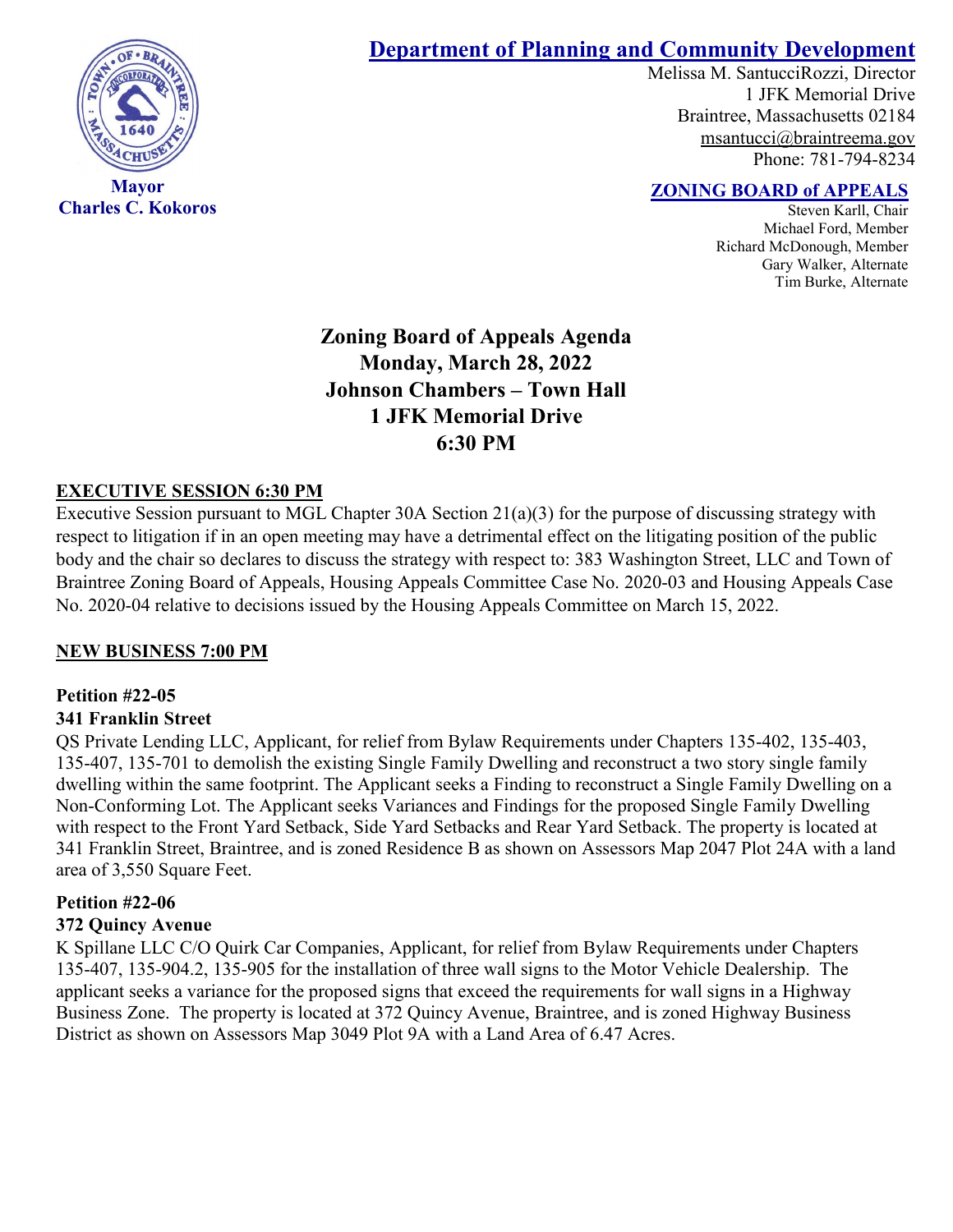**Mayor**
**Charles C. Kokoros**

## Department of Planning and Community Development

Melissa M. SantucciRozzi, Director
1 JFK Memorial Drive
Braintree, Massachusetts 02184
msantucci@braintreema.gov
Phone: 781-794-8234

### ZONING BOARD of APPEALS

Steven Karll, Chair
Michael Ford, Member
Richard McDonough, Member
Gary Walker, Alternate
Tim Burke, Alternate

# Zoning Board of Appeals Agenda
# Monday, March 28, 2022
# Johnson Chambers – Town Hall
# 1 JFK Memorial Drive
# 6:30 PM

## EXECUTIVE SESSION 6:30 PM

Executive Session pursuant to MGL Chapter 30A Section 21(a)(3) for the purpose of discussing strategy with respect to litigation if in an open meeting may have a detrimental effect on the litigating position of the public body and the chair so declares to discuss the strategy with respect to: 383 Washington Street, LLC and Town of Braintree Zoning Board of Appeals, Housing Appeals Committee Case No. 2020-03 and Housing Appeals Case No. 2020-04 relative to decisions issued by the Housing Appeals Committee on March 15, 2022.

## NEW BUSINESS 7:00 PM

**Petition #22-05**
**341 Franklin Street**

QS Private Lending LLC, Applicant, for relief from Bylaw Requirements under Chapters 135-402, 135-403, 135-407, 135-701 to demolish the existing Single Family Dwelling and reconstruct a two story single family dwelling within the same footprint. The Applicant seeks a Finding to reconstruct a Single Family Dwelling on a Non-Conforming Lot. The Applicant seeks Variances and Findings for the proposed Single Family Dwelling with respect to the Front Yard Setback, Side Yard Setbacks and Rear Yard Setback. The property is located at 341 Franklin Street, Braintree, and is zoned Residence B as shown on Assessors Map 2047 Plot 24A with a land area of 3,550 Square Feet.

**Petition #22-06**
**372 Quincy Avenue**

K Spillane LLC C/O Quirk Car Companies, Applicant, for relief from Bylaw Requirements under Chapters 135-407, 135-904.2, 135-905 for the installation of three wall signs to the Motor Vehicle Dealership. The applicant seeks a variance for the proposed signs that exceed the requirements for wall signs in a Highway Business Zone. The property is located at 372 Quincy Avenue, Braintree, and is zoned Highway Business District as shown on Assessors Map 3049 Plot 9A with a Land Area of 6.47 Acres.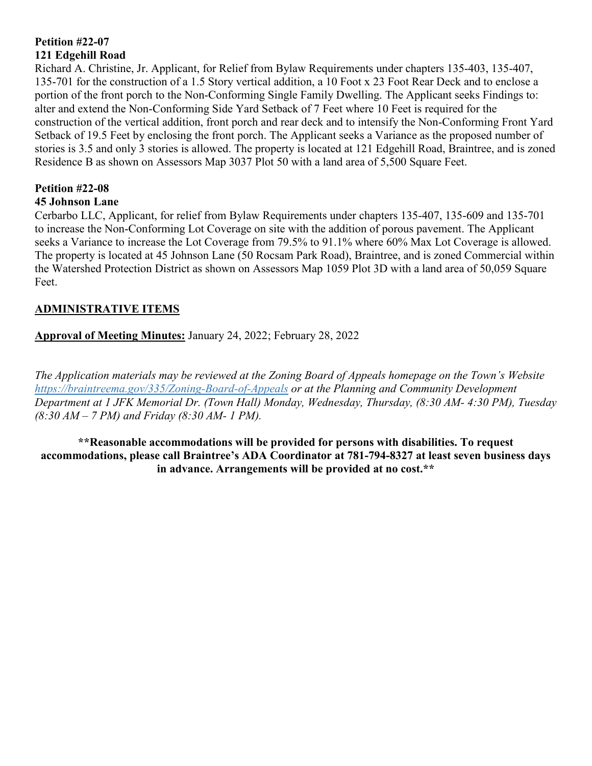**Petition #22-07**
**121 Edgehill Road**

Richard A. Christine, Jr. Applicant, for Relief from Bylaw Requirements under chapters 135-403, 135-407, 135-701 for the construction of a 1.5 Story vertical addition, a 10 Foot x 23 Foot Rear Deck and to enclose a portion of the front porch to the Non-Conforming Single Family Dwelling. The Applicant seeks Findings to: alter and extend the Non-Conforming Side Yard Setback of 7 Feet where 10 Feet is required for the construction of the vertical addition, front porch and rear deck and to intensify the Non-Conforming Front Yard Setback of 19.5 Feet by enclosing the front porch. The Applicant seeks a Variance as the proposed number of stories is 3.5 and only 3 stories is allowed. The property is located at 121 Edgehill Road, Braintree, and is zoned Residence B as shown on Assessors Map 3037 Plot 50 with a land area of 5,500 Square Feet.

**Petition #22-08**
**45 Johnson Lane**

Cerbarbo LLC, Applicant, for relief from Bylaw Requirements under chapters 135-407, 135-609 and 135-701 to increase the Non-Conforming Lot Coverage on site with the addition of porous pavement. The Applicant seeks a Variance to increase the Lot Coverage from 79.5% to 91.1% where 60% Max Lot Coverage is allowed. The property is located at 45 Johnson Lane (50 Rocsam Park Road), Braintree, and is zoned Commercial within the Watershed Protection District as shown on Assessors Map 1059 Plot 3D with a land area of 50,059 Square Feet.

## ADMINISTRATIVE ITEMS

**Approval of Meeting Minutes:** January 24, 2022; February 28, 2022

*The Application materials may be reviewed at the Zoning Board of Appeals homepage on the Town's Website https://braintreema.gov/335/Zoning-Board-of-Appeals or at the Planning and Community Development Department at 1 JFK Memorial Dr. (Town Hall) Monday, Wednesday, Thursday, (8:30 AM- 4:30 PM), Tuesday (8:30 AM – 7 PM) and Friday (8:30 AM- 1 PM).*

**\*\*Reasonable accommodations will be provided for persons with disabilities. To request accommodations, please call Braintree's ADA Coordinator at 781-794-8327 at least seven business days in advance. Arrangements will be provided at no cost.\*\***